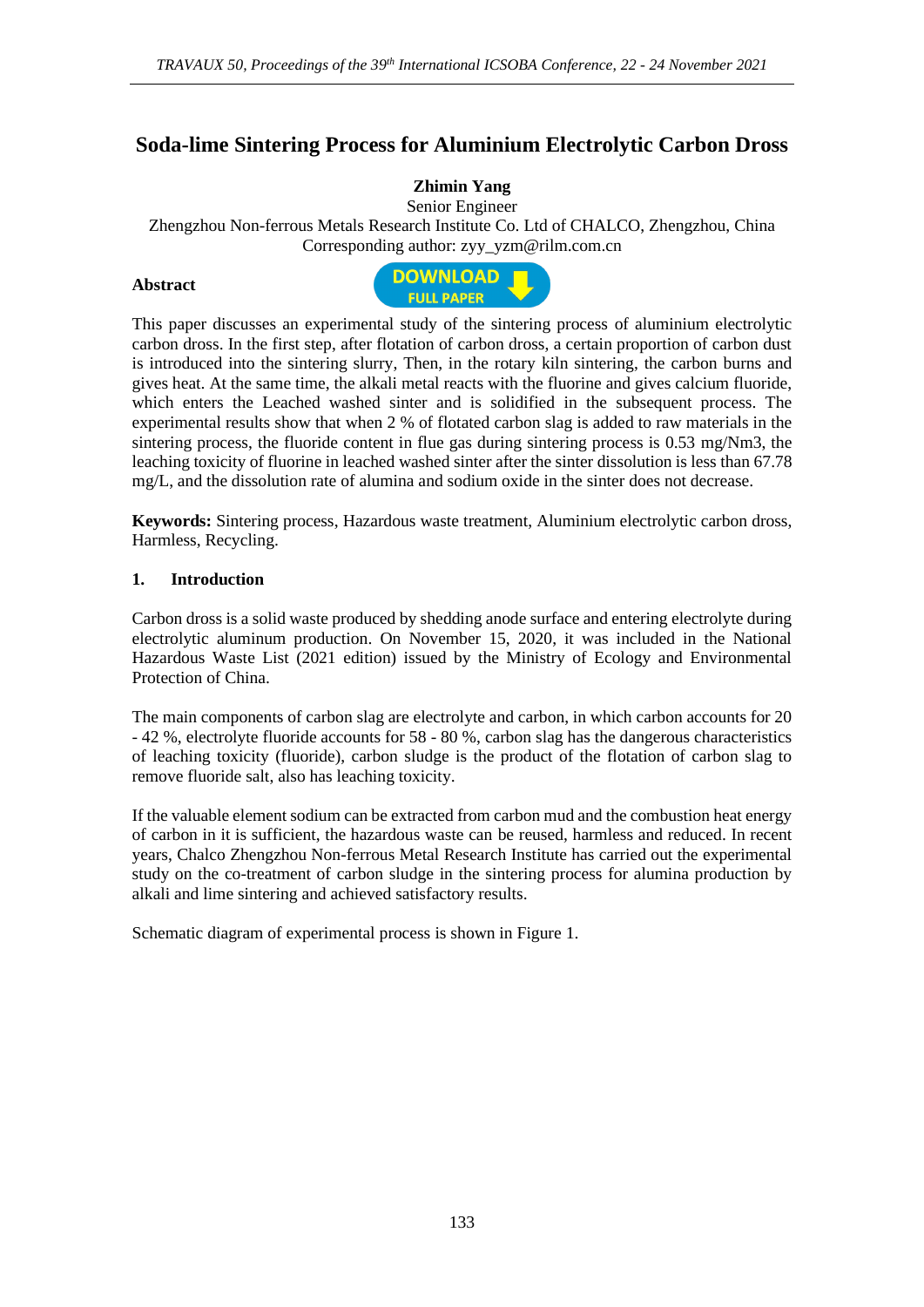# Soda-lime Sintering Process for Aluminium Electrolytic Carbon Dross

**Zhimin Yang**

Senior Engineer

Zhengzhou Non-ferrous Metals Research Institute Co. Ltd of CHALCO, Zhengzhou, China

Corresponding author: zyy_yzm@rilm.com.cn

**Abstract**

This paper discusses an experimental study of the sintering process of aluminium electrolytic carbon dross. In the first step, after flotation of carbon dross, a certain proportion of carbon dust is introduced into the sintering slurry, Then, in the rotary kiln sintering, the carbon burns and gives heat. At the same time, the alkali metal reacts with the fluorine and gives calcium fluoride, which enters the Leached washed sinter and is solidified in the subsequent process. The experimental results show that when 2 % of flotated carbon slag is added to raw materials in the sintering process, the fluoride content in flue gas during sintering process is 0.53 mg/Nm3, the leaching toxicity of fluorine in leached washed sinter after the sinter dissolution is less than 67.78 mg/L, and the dissolution rate of alumina and sodium oxide in the sinter does not decrease.

**Keywords:** Sintering process, Hazardous waste treatment, Aluminium electrolytic carbon dross, Harmless, Recycling.

## 1. Introduction

Carbon dross is a solid waste produced by shedding anode surface and entering electrolyte during electrolytic aluminum production. On November 15, 2020, it was included in the National Hazardous Waste List (2021 edition) issued by the Ministry of Ecology and Environmental Protection of China.

The main components of carbon slag are electrolyte and carbon, in which carbon accounts for 20 - 42 %, electrolyte fluoride accounts for 58 - 80 %, carbon slag has the dangerous characteristics of leaching toxicity (fluoride), carbon sludge is the product of the flotation of carbon slag to remove fluoride salt, also has leaching toxicity.

If the valuable element sodium can be extracted from carbon mud and the combustion heat energy of carbon in it is sufficient, the hazardous waste can be reused, harmless and reduced. In recent years, Chalco Zhengzhou Non-ferrous Metal Research Institute has carried out the experimental study on the co-treatment of carbon sludge in the sintering process for alumina production by alkali and lime sintering and achieved satisfactory results.

Schematic diagram of experimental process is shown in Figure 1.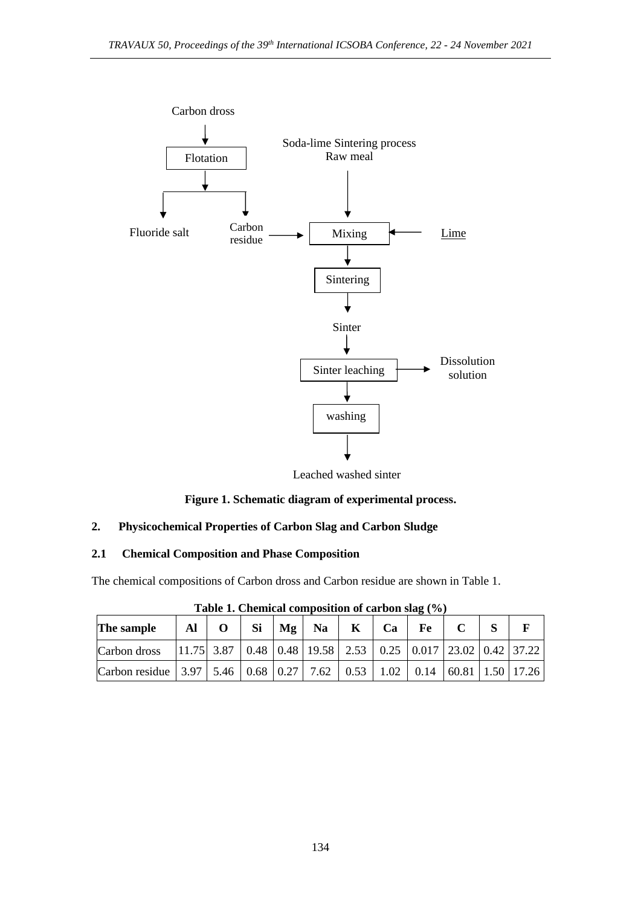Carbon dross

Flotation

Fluoride salt

Carbon residue

Soda-lime Sintering process
Raw meal

Mixing

Lime

Sintering

Sinter

Sinter leaching

Dissolution solution

washing

Leached washed sinter

**Figure 1. Schematic diagram of experimental process.**

## 2. Physicochemical Properties of Carbon Slag and Carbon Sludge

### 2.1 Chemical Composition and Phase Composition

The chemical compositions of Carbon dross and Carbon residue are shown in Table 1.

**Table 1. Chemical composition of carbon slag (%)**

| The sample | Al | O | Si | Mg | Na | K | Ca | Fe | C | S | F |
|---|---|---|---|---|---|---|---|---|---|---|---|
| Carbon dross | 11.75 | 3.87 | 0.48 | 0.48 | 19.58 | 2.53 | 0.25 | 0.017 | 23.02 | 0.42 | 37.22 |
| Carbon residue | 3.97 | 5.46 | 0.68 | 0.27 | 7.62 | 0.53 | 1.02 | 0.14 | 60.81 | 1.50 | 17.26 |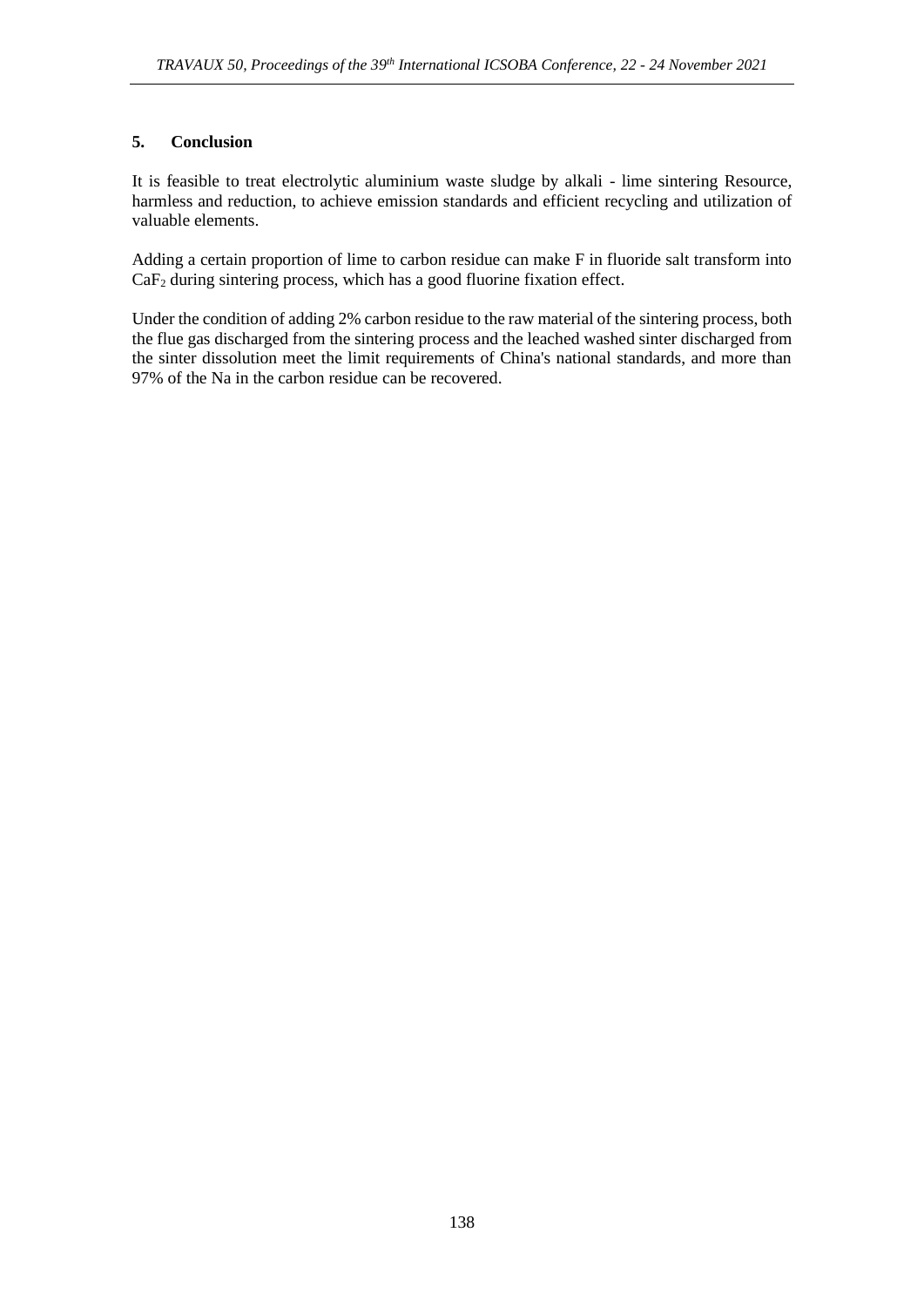## 5. Conclusion

It is feasible to treat electrolytic aluminium waste sludge by alkali - lime sintering Resource, harmless and reduction, to achieve emission standards and efficient recycling and utilization of valuable elements.

Adding a certain proportion of lime to carbon residue can make F in fluoride salt transform into $CaF_2$ during sintering process, which has a good fluorine fixation effect.

Under the condition of adding 2% carbon residue to the raw material of the sintering process, both the flue gas discharged from the sintering process and the leached washed sinter discharged from the sinter dissolution meet the limit requirements of China's national standards, and more than 97% of the Na in the carbon residue can be recovered.